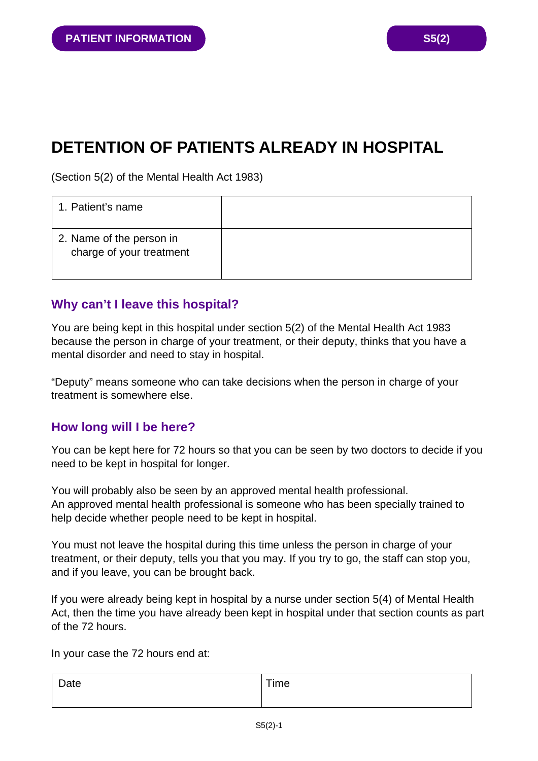PATIENT INFORMATION

S5(2)

# DETENTION OF PATIENTS ALREADY IN HOSPITAL

(Section 5(2) of the Mental Health Act 1983)

| | |
|---|---|
| 1. Patient's name | |
| 2. Name of the person in charge of your treatment | |

## Why can't I leave this hospital?

You are being kept in this hospital under section 5(2) of the Mental Health Act 1983 because the person in charge of your treatment, or their deputy, thinks that you have a mental disorder and need to stay in hospital.

"Deputy" means someone who can take decisions when the person in charge of your treatment is somewhere else.

## How long will I be here?

You can be kept here for 72 hours so that you can be seen by two doctors to decide if you need to be kept in hospital for longer.

You will probably also be seen by an approved mental health professional.
An approved mental health professional is someone who has been specially trained to help decide whether people need to be kept in hospital.

You must not leave the hospital during this time unless the person in charge of your treatment, or their deputy, tells you that you may. If you try to go, the staff can stop you, and if you leave, you can be brought back.

If you were already being kept in hospital by a nurse under section 5(4) of Mental Health Act, then the time you have already been kept in hospital under that section counts as part of the 72 hours.

In your case the 72 hours end at:

| Date | Time |
|---|---|
| | |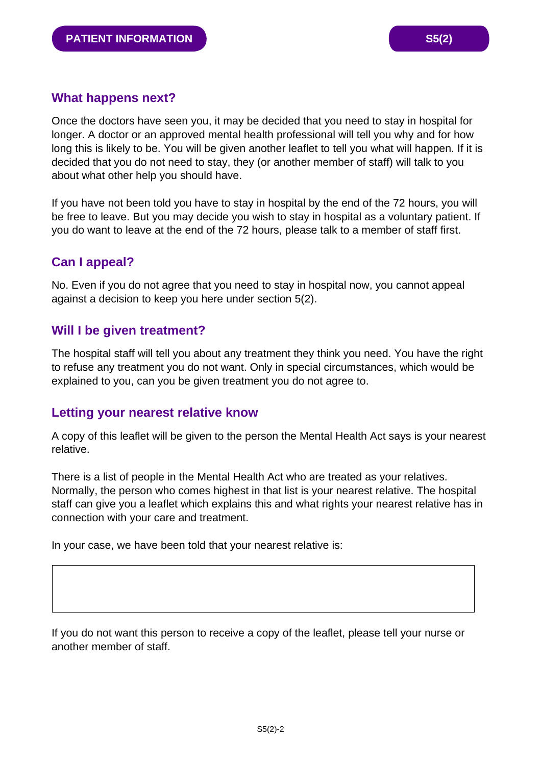## What happens next?

Once the doctors have seen you, it may be decided that you need to stay in hospital for longer. A doctor or an approved mental health professional will tell you why and for how long this is likely to be. You will be given another leaflet to tell you what will happen. If it is decided that you do not need to stay, they (or another member of staff) will talk to you about what other help you should have.

If you have not been told you have to stay in hospital by the end of the 72 hours, you will be free to leave. But you may decide you wish to stay in hospital as a voluntary patient. If you do want to leave at the end of the 72 hours, please talk to a member of staff first.

## Can I appeal?

No. Even if you do not agree that you need to stay in hospital now, you cannot appeal against a decision to keep you here under section 5(2).

## Will I be given treatment?

The hospital staff will tell you about any treatment they think you need. You have the right to refuse any treatment you do not want. Only in special circumstances, which would be explained to you, can you be given treatment you do not agree to.

## Letting your nearest relative know

A copy of this leaflet will be given to the person the Mental Health Act says is your nearest relative.

There is a list of people in the Mental Health Act who are treated as your relatives. Normally, the person who comes highest in that list is your nearest relative. The hospital staff can give you a leaflet which explains this and what rights your nearest relative has in connection with your care and treatment.

In your case, we have been told that your nearest relative is:

| |
|---|
| |

If you do not want this person to receive a copy of the leaflet, please tell your nurse or another member of staff.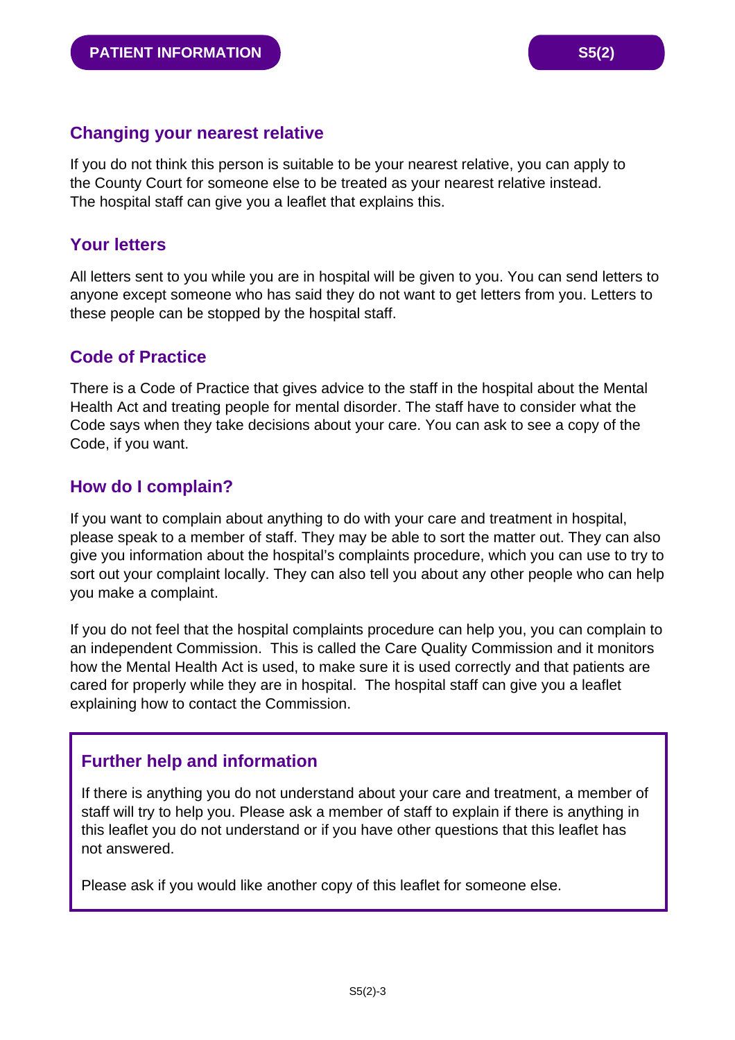## Changing your nearest relative

If you do not think this person is suitable to be your nearest relative, you can apply to the County Court for someone else to be treated as your nearest relative instead. The hospital staff can give you a leaflet that explains this.

## Your letters

All letters sent to you while you are in hospital will be given to you. You can send letters to anyone except someone who has said they do not want to get letters from you. Letters to these people can be stopped by the hospital staff.

## Code of Practice

There is a Code of Practice that gives advice to the staff in the hospital about the Mental Health Act and treating people for mental disorder. The staff have to consider what the Code says when they take decisions about your care. You can ask to see a copy of the Code, if you want.

## How do I complain?

If you want to complain about anything to do with your care and treatment in hospital, please speak to a member of staff. They may be able to sort the matter out. They can also give you information about the hospital's complaints procedure, which you can use to try to sort out your complaint locally. They can also tell you about any other people who can help you make a complaint.

If you do not feel that the hospital complaints procedure can help you, you can complain to an independent Commission. This is called the Care Quality Commission and it monitors how the Mental Health Act is used, to make sure it is used correctly and that patients are cared for properly while they are in hospital. The hospital staff can give you a leaflet explaining how to contact the Commission.

## Further help and information

If there is anything you do not understand about your care and treatment, a member of staff will try to help you. Please ask a member of staff to explain if there is anything in this leaflet you do not understand or if you have other questions that this leaflet has not answered.

Please ask if you would like another copy of this leaflet for someone else.